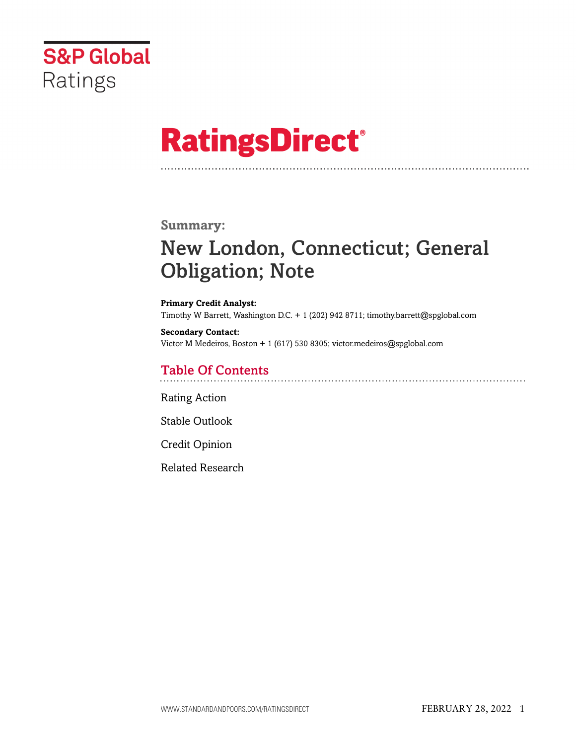S&P Global Ratings

# RatingsDirect®

**Summary:**

## New London, Connecticut; General Obligation; Note

**Primary Credit Analyst:**
Timothy W Barrett, Washington D.C. + 1 (202) 942 8711; timothy.barrett@spglobal.com

**Secondary Contact:**
Victor M Medeiros, Boston + 1 (617) 530 8305; victor.medeiros@spglobal.com

## Table Of Contents

Rating Action

Stable Outlook

Credit Opinion

Related Research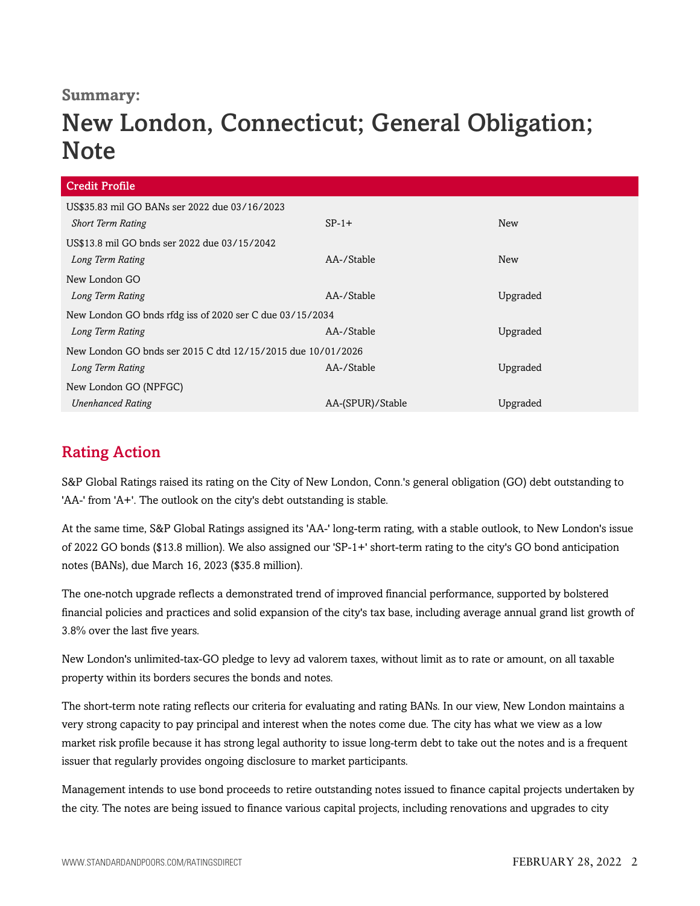**Summary:**

# New London, Connecticut; General Obligation; Note

| Credit Profile | | |
|---|---|---|
| US$35.83 mil GO BANs ser 2022 due 03/16/2023 | | |
| *Short Term Rating* | SP-1+ | New |
| US$13.8 mil GO bnds ser 2022 due 03/15/2042 | | |
| *Long Term Rating* | AA-/Stable | New |
| New London GO | | |
| *Long Term Rating* | AA-/Stable | Upgraded |
| New London GO bnds rfdg iss of 2020 ser C due 03/15/2034 | | |
| *Long Term Rating* | AA-/Stable | Upgraded |
| New London GO bnds ser 2015 C dtd 12/15/2015 due 10/01/2026 | | |
| *Long Term Rating* | AA-/Stable | Upgraded |
| New London GO (NPFGC) | | |
| *Unenhanced Rating* | AA-(SPUR)/Stable | Upgraded |

## Rating Action

S&P Global Ratings raised its rating on the City of New London, Conn.'s general obligation (GO) debt outstanding to 'AA-' from 'A+'. The outlook on the city's debt outstanding is stable.

At the same time, S&P Global Ratings assigned its 'AA-' long-term rating, with a stable outlook, to New London's issue of 2022 GO bonds ($13.8 million). We also assigned our 'SP-1+' short-term rating to the city's GO bond anticipation notes (BANs), due March 16, 2023 ($35.8 million).

The one-notch upgrade reflects a demonstrated trend of improved financial performance, supported by bolstered financial policies and practices and solid expansion of the city's tax base, including average annual grand list growth of 3.8% over the last five years.

New London's unlimited-tax-GO pledge to levy ad valorem taxes, without limit as to rate or amount, on all taxable property within its borders secures the bonds and notes.

The short-term note rating reflects our criteria for evaluating and rating BANs. In our view, New London maintains a very strong capacity to pay principal and interest when the notes come due. The city has what we view as a low market risk profile because it has strong legal authority to issue long-term debt to take out the notes and is a frequent issuer that regularly provides ongoing disclosure to market participants.

Management intends to use bond proceeds to retire outstanding notes issued to finance capital projects undertaken by the city. The notes are being issued to finance various capital projects, including renovations and upgrades to city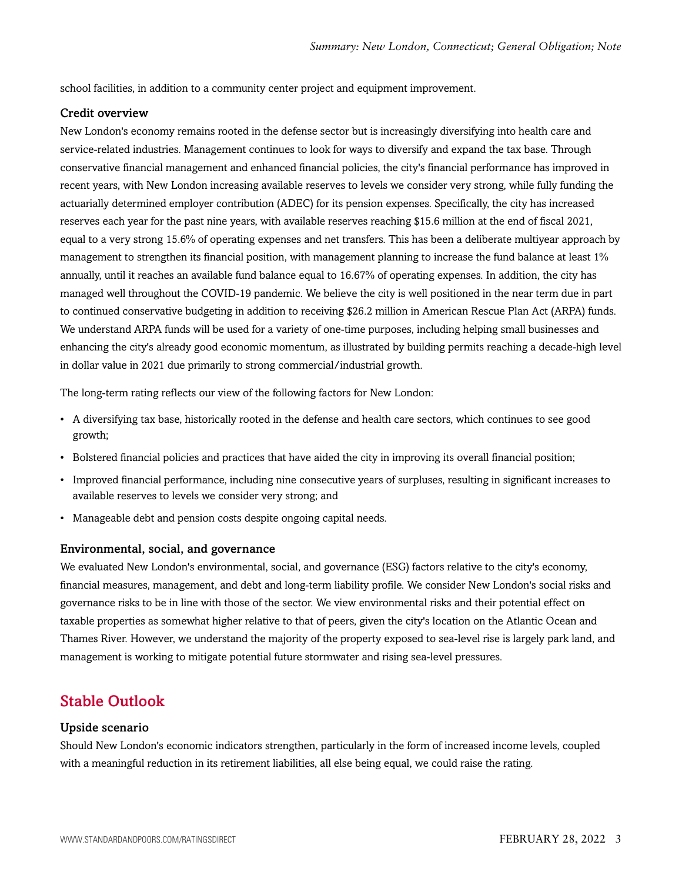school facilities, in addition to a community center project and equipment improvement.

### Credit overview

New London's economy remains rooted in the defense sector but is increasingly diversifying into health care and service-related industries. Management continues to look for ways to diversify and expand the tax base. Through conservative financial management and enhanced financial policies, the city's financial performance has improved in recent years, with New London increasing available reserves to levels we consider very strong, while fully funding the actuarially determined employer contribution (ADEC) for its pension expenses. Specifically, the city has increased reserves each year for the past nine years, with available reserves reaching $15.6 million at the end of fiscal 2021, equal to a very strong 15.6% of operating expenses and net transfers. This has been a deliberate multiyear approach by management to strengthen its financial position, with management planning to increase the fund balance at least 1% annually, until it reaches an available fund balance equal to 16.67% of operating expenses. In addition, the city has managed well throughout the COVID-19 pandemic. We believe the city is well positioned in the near term due in part to continued conservative budgeting in addition to receiving $26.2 million in American Rescue Plan Act (ARPA) funds. We understand ARPA funds will be used for a variety of one-time purposes, including helping small businesses and enhancing the city's already good economic momentum, as illustrated by building permits reaching a decade-high level in dollar value in 2021 due primarily to strong commercial/industrial growth.

The long-term rating reflects our view of the following factors for New London:

- A diversifying tax base, historically rooted in the defense and health care sectors, which continues to see good growth;
- Bolstered financial policies and practices that have aided the city in improving its overall financial position;
- Improved financial performance, including nine consecutive years of surpluses, resulting in significant increases to available reserves to levels we consider very strong; and
- Manageable debt and pension costs despite ongoing capital needs.

### Environmental, social, and governance

We evaluated New London's environmental, social, and governance (ESG) factors relative to the city's economy, financial measures, management, and debt and long-term liability profile. We consider New London's social risks and governance risks to be in line with those of the sector. We view environmental risks and their potential effect on taxable properties as somewhat higher relative to that of peers, given the city's location on the Atlantic Ocean and Thames River. However, we understand the majority of the property exposed to sea-level rise is largely park land, and management is working to mitigate potential future stormwater and rising sea-level pressures.

## Stable Outlook

### Upside scenario

Should New London's economic indicators strengthen, particularly in the form of increased income levels, coupled with a meaningful reduction in its retirement liabilities, all else being equal, we could raise the rating.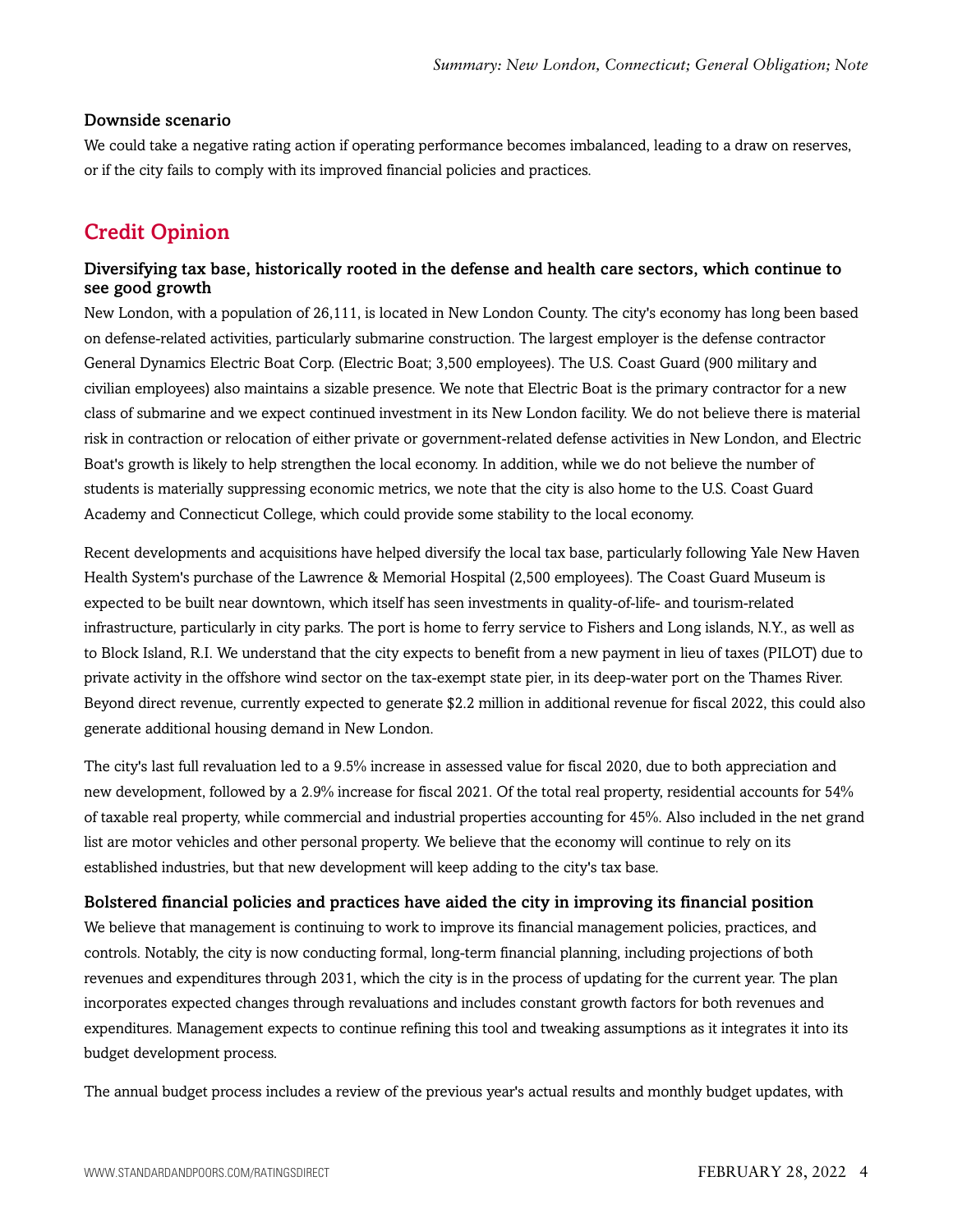#### Downside scenario

We could take a negative rating action if operating performance becomes imbalanced, leading to a draw on reserves, or if the city fails to comply with its improved financial policies and practices.

## Credit Opinion

### Diversifying tax base, historically rooted in the defense and health care sectors, which continue to see good growth

New London, with a population of 26,111, is located in New London County. The city's economy has long been based on defense-related activities, particularly submarine construction. The largest employer is the defense contractor General Dynamics Electric Boat Corp. (Electric Boat; 3,500 employees). The U.S. Coast Guard (900 military and civilian employees) also maintains a sizable presence. We note that Electric Boat is the primary contractor for a new class of submarine and we expect continued investment in its New London facility. We do not believe there is material risk in contraction or relocation of either private or government-related defense activities in New London, and Electric Boat's growth is likely to help strengthen the local economy. In addition, while we do not believe the number of students is materially suppressing economic metrics, we note that the city is also home to the U.S. Coast Guard Academy and Connecticut College, which could provide some stability to the local economy.

Recent developments and acquisitions have helped diversify the local tax base, particularly following Yale New Haven Health System's purchase of the Lawrence & Memorial Hospital (2,500 employees). The Coast Guard Museum is expected to be built near downtown, which itself has seen investments in quality-of-life- and tourism-related infrastructure, particularly in city parks. The port is home to ferry service to Fishers and Long islands, N.Y., as well as to Block Island, R.I. We understand that the city expects to benefit from a new payment in lieu of taxes (PILOT) due to private activity in the offshore wind sector on the tax-exempt state pier, in its deep-water port on the Thames River. Beyond direct revenue, currently expected to generate $2.2 million in additional revenue for fiscal 2022, this could also generate additional housing demand in New London.

The city's last full revaluation led to a 9.5% increase in assessed value for fiscal 2020, due to both appreciation and new development, followed by a 2.9% increase for fiscal 2021. Of the total real property, residential accounts for 54% of taxable real property, while commercial and industrial properties accounting for 45%. Also included in the net grand list are motor vehicles and other personal property. We believe that the economy will continue to rely on its established industries, but that new development will keep adding to the city's tax base.

### Bolstered financial policies and practices have aided the city in improving its financial position

We believe that management is continuing to work to improve its financial management policies, practices, and controls. Notably, the city is now conducting formal, long-term financial planning, including projections of both revenues and expenditures through 2031, which the city is in the process of updating for the current year. The plan incorporates expected changes through revaluations and includes constant growth factors for both revenues and expenditures. Management expects to continue refining this tool and tweaking assumptions as it integrates it into its budget development process.

The annual budget process includes a review of the previous year's actual results and monthly budget updates, with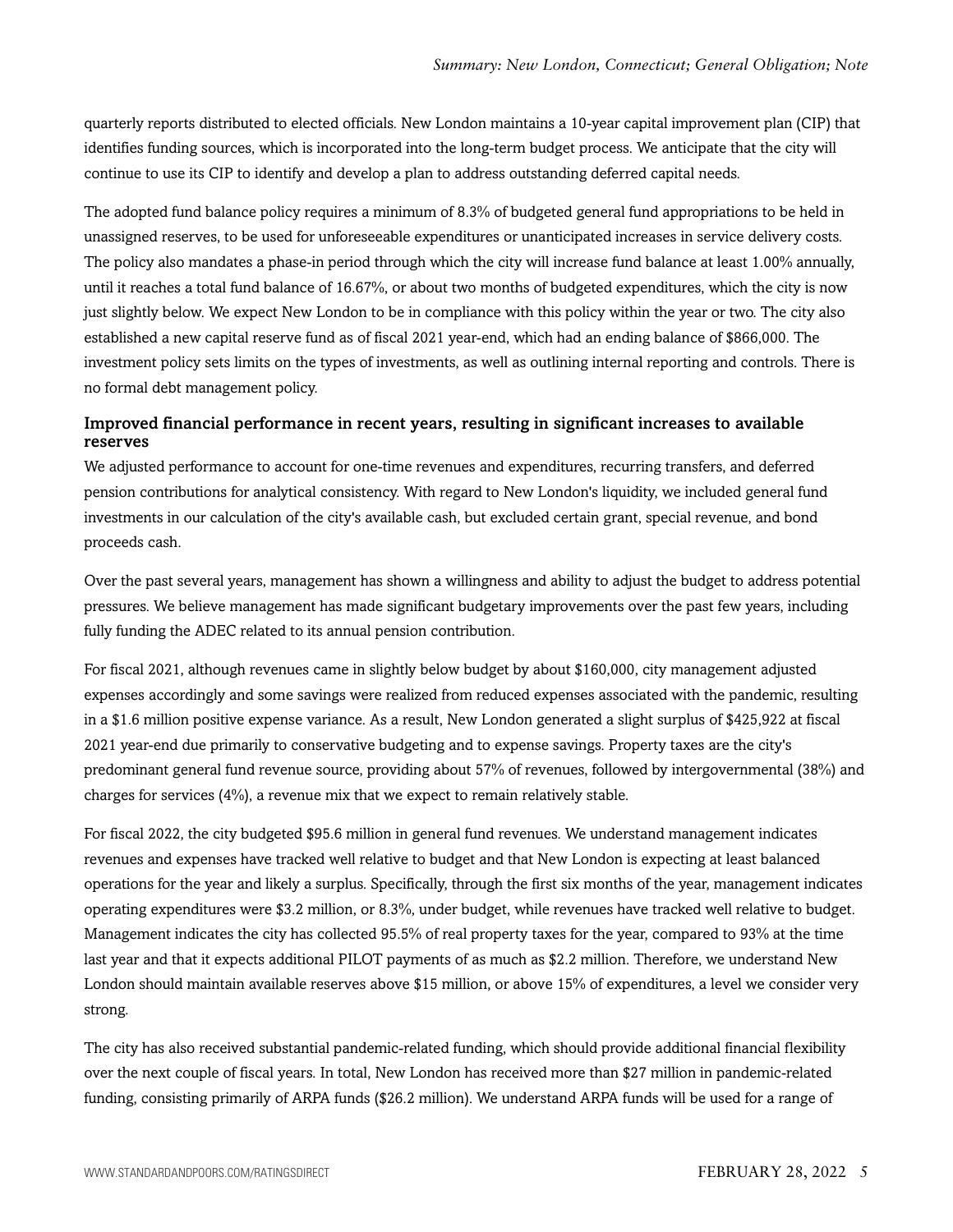quarterly reports distributed to elected officials. New London maintains a 10-year capital improvement plan (CIP) that identifies funding sources, which is incorporated into the long-term budget process. We anticipate that the city will continue to use its CIP to identify and develop a plan to address outstanding deferred capital needs.

The adopted fund balance policy requires a minimum of 8.3% of budgeted general fund appropriations to be held in unassigned reserves, to be used for unforeseeable expenditures or unanticipated increases in service delivery costs. The policy also mandates a phase-in period through which the city will increase fund balance at least 1.00% annually, until it reaches a total fund balance of 16.67%, or about two months of budgeted expenditures, which the city is now just slightly below. We expect New London to be in compliance with this policy within the year or two. The city also established a new capital reserve fund as of fiscal 2021 year-end, which had an ending balance of $866,000. The investment policy sets limits on the types of investments, as well as outlining internal reporting and controls. There is no formal debt management policy.

### Improved financial performance in recent years, resulting in significant increases to available reserves

We adjusted performance to account for one-time revenues and expenditures, recurring transfers, and deferred pension contributions for analytical consistency. With regard to New London's liquidity, we included general fund investments in our calculation of the city's available cash, but excluded certain grant, special revenue, and bond proceeds cash.

Over the past several years, management has shown a willingness and ability to adjust the budget to address potential pressures. We believe management has made significant budgetary improvements over the past few years, including fully funding the ADEC related to its annual pension contribution.

For fiscal 2021, although revenues came in slightly below budget by about $160,000, city management adjusted expenses accordingly and some savings were realized from reduced expenses associated with the pandemic, resulting in a $1.6 million positive expense variance. As a result, New London generated a slight surplus of $425,922 at fiscal 2021 year-end due primarily to conservative budgeting and to expense savings. Property taxes are the city's predominant general fund revenue source, providing about 57% of revenues, followed by intergovernmental (38%) and charges for services (4%), a revenue mix that we expect to remain relatively stable.

For fiscal 2022, the city budgeted $95.6 million in general fund revenues. We understand management indicates revenues and expenses have tracked well relative to budget and that New London is expecting at least balanced operations for the year and likely a surplus. Specifically, through the first six months of the year, management indicates operating expenditures were $3.2 million, or 8.3%, under budget, while revenues have tracked well relative to budget. Management indicates the city has collected 95.5% of real property taxes for the year, compared to 93% at the time last year and that it expects additional PILOT payments of as much as $2.2 million. Therefore, we understand New London should maintain available reserves above $15 million, or above 15% of expenditures, a level we consider very strong.

The city has also received substantial pandemic-related funding, which should provide additional financial flexibility over the next couple of fiscal years. In total, New London has received more than $27 million in pandemic-related funding, consisting primarily of ARPA funds ($26.2 million). We understand ARPA funds will be used for a range of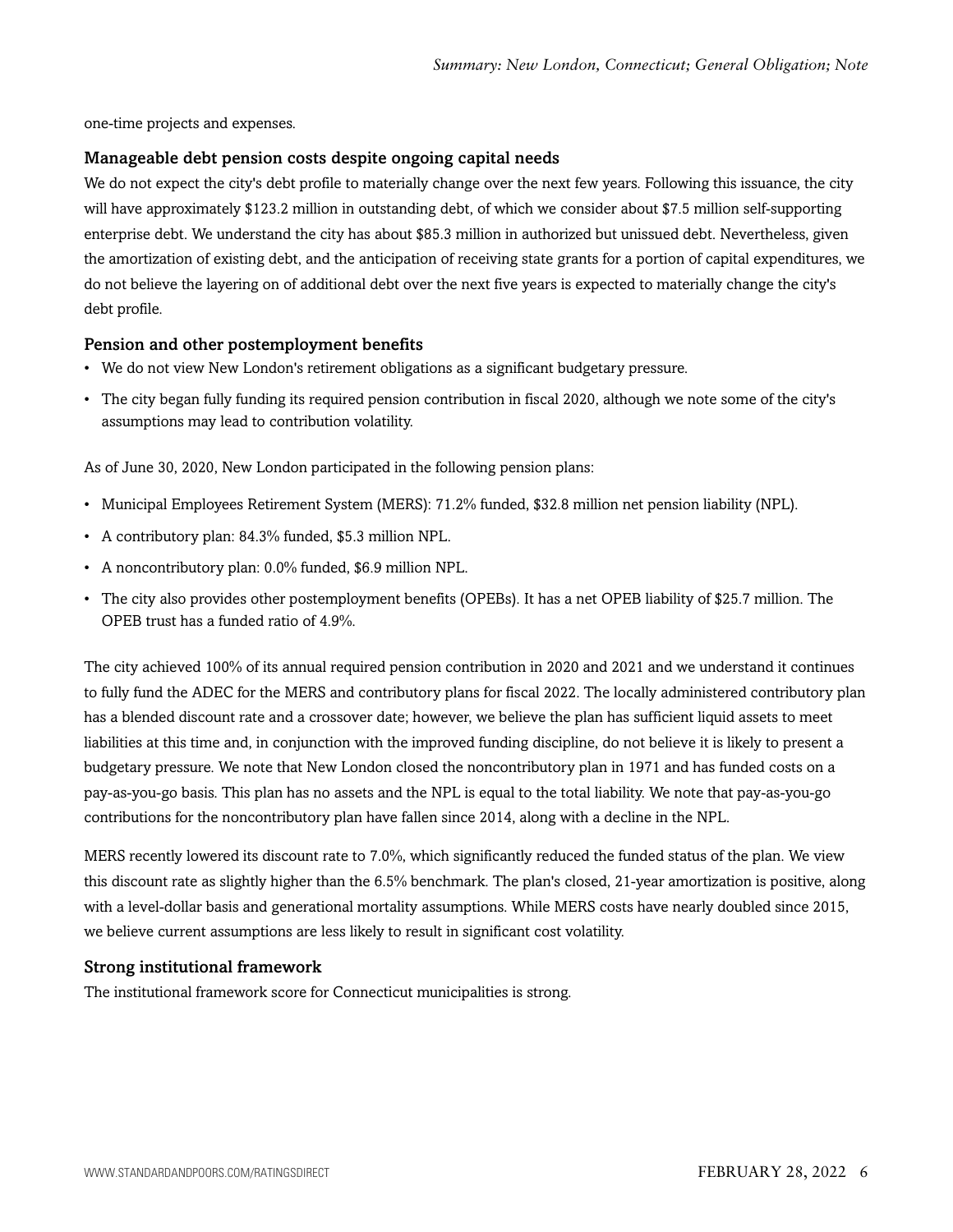one-time projects and expenses.

### Manageable debt pension costs despite ongoing capital needs

We do not expect the city's debt profile to materially change over the next few years. Following this issuance, the city will have approximately $123.2 million in outstanding debt, of which we consider about $7.5 million self-supporting enterprise debt. We understand the city has about $85.3 million in authorized but unissued debt. Nevertheless, given the amortization of existing debt, and the anticipation of receiving state grants for a portion of capital expenditures, we do not believe the layering on of additional debt over the next five years is expected to materially change the city's debt profile.

### Pension and other postemployment benefits

- We do not view New London's retirement obligations as a significant budgetary pressure.
- The city began fully funding its required pension contribution in fiscal 2020, although we note some of the city's assumptions may lead to contribution volatility.

As of June 30, 2020, New London participated in the following pension plans:

- Municipal Employees Retirement System (MERS): 71.2% funded, $32.8 million net pension liability (NPL).
- A contributory plan: 84.3% funded, $5.3 million NPL.
- A noncontributory plan: 0.0% funded, $6.9 million NPL.
- The city also provides other postemployment benefits (OPEBs). It has a net OPEB liability of $25.7 million. The OPEB trust has a funded ratio of 4.9%.

The city achieved 100% of its annual required pension contribution in 2020 and 2021 and we understand it continues to fully fund the ADEC for the MERS and contributory plans for fiscal 2022. The locally administered contributory plan has a blended discount rate and a crossover date; however, we believe the plan has sufficient liquid assets to meet liabilities at this time and, in conjunction with the improved funding discipline, do not believe it is likely to present a budgetary pressure. We note that New London closed the noncontributory plan in 1971 and has funded costs on a pay-as-you-go basis. This plan has no assets and the NPL is equal to the total liability. We note that pay-as-you-go contributions for the noncontributory plan have fallen since 2014, along with a decline in the NPL.

MERS recently lowered its discount rate to 7.0%, which significantly reduced the funded status of the plan. We view this discount rate as slightly higher than the 6.5% benchmark. The plan's closed, 21-year amortization is positive, along with a level-dollar basis and generational mortality assumptions. While MERS costs have nearly doubled since 2015, we believe current assumptions are less likely to result in significant cost volatility.

### Strong institutional framework

The institutional framework score for Connecticut municipalities is strong.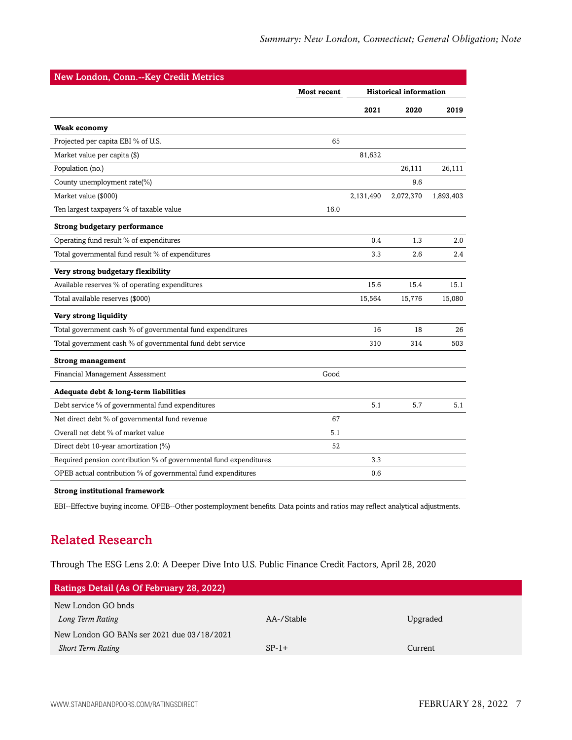| New London, Conn.--Key Credit Metrics | | | | |
|---|---|---|---|---|
| | Most recent | Historical information | | |
| | | 2021 | 2020 | 2019 |
| **Weak economy** | | | | |
| Projected per capita EBI % of U.S. | 65 | | | |
| Market value per capita ($) | | 81,632 | | |
| Population (no.) | | | 26,111 | 26,111 |
| County unemployment rate(%) | | | 9.6 | |
| Market value ($000) | | 2,131,490 | 2,072,370 | 1,893,403 |
| Ten largest taxpayers % of taxable value | 16.0 | | | |
| **Strong budgetary performance** | | | | |
| Operating fund result % of expenditures | | 0.4 | 1.3 | 2.0 |
| Total governmental fund result % of expenditures | | 3.3 | 2.6 | 2.4 |
| **Very strong budgetary flexibility** | | | | |
| Available reserves % of operating expenditures | | 15.6 | 15.4 | 15.1 |
| Total available reserves ($000) | | 15,564 | 15,776 | 15,080 |
| **Very strong liquidity** | | | | |
| Total government cash % of governmental fund expenditures | | 16 | 18 | 26 |
| Total government cash % of governmental fund debt service | | 310 | 314 | 503 |
| **Strong management** | | | | |
| Financial Management Assessment | Good | | | |
| **Adequate debt & long-term liabilities** | | | | |
| Debt service % of governmental fund expenditures | | 5.1 | 5.7 | 5.1 |
| Net direct debt % of governmental fund revenue | 67 | | | |
| Overall net debt % of market value | 5.1 | | | |
| Direct debt 10-year amortization (%) | 52 | | | |
| Required pension contribution % of governmental fund expenditures | | 3.3 | | |
| OPEB actual contribution % of governmental fund expenditures | | 0.6 | | |
| **Strong institutional framework** | | | | |

EBI--Effective buying income. OPEB--Other postemployment benefits. Data points and ratios may reflect analytical adjustments.

## Related Research

Through The ESG Lens 2.0: A Deeper Dive Into U.S. Public Finance Credit Factors, April 28, 2020

| Ratings Detail (As Of February 28, 2022) | | |
|---|---|---|
| New London GO bnds | | |
| *Long Term Rating* | AA-/Stable | Upgraded |
| New London GO BANs ser 2021 due 03/18/2021 | | |
| *Short Term Rating* | SP-1+ | Current |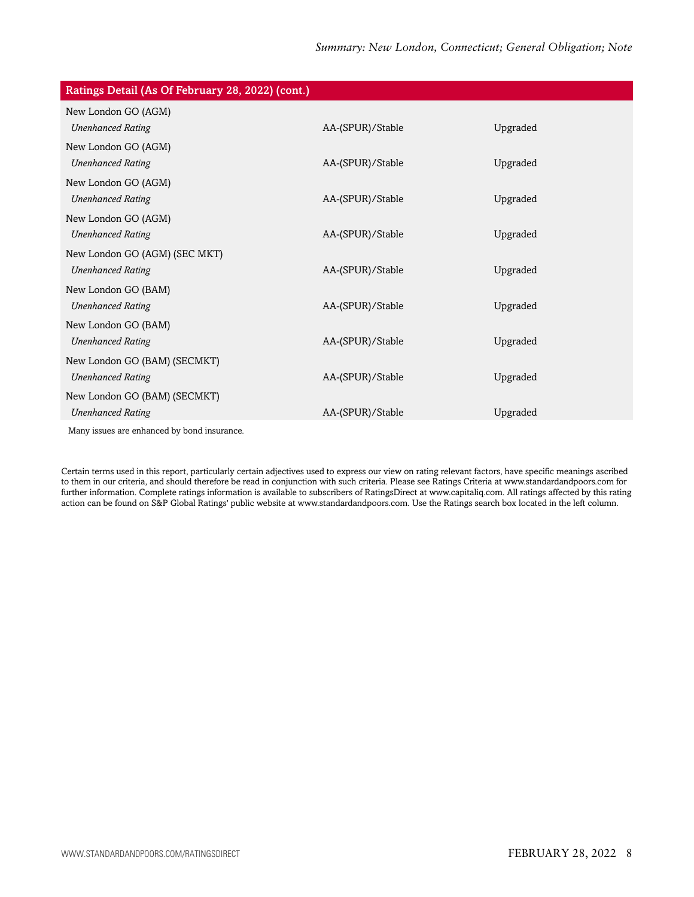| Ratings Detail (As Of February 28, 2022) (cont.) | | |
|---|---|---|
| New London GO (AGM) | | |
| *Unenhanced Rating* | AA-(SPUR)/Stable | Upgraded |
| New London GO (AGM) | | |
| *Unenhanced Rating* | AA-(SPUR)/Stable | Upgraded |
| New London GO (AGM) | | |
| *Unenhanced Rating* | AA-(SPUR)/Stable | Upgraded |
| New London GO (AGM) | | |
| *Unenhanced Rating* | AA-(SPUR)/Stable | Upgraded |
| New London GO (AGM) (SEC MKT) | | |
| *Unenhanced Rating* | AA-(SPUR)/Stable | Upgraded |
| New London GO (BAM) | | |
| *Unenhanced Rating* | AA-(SPUR)/Stable | Upgraded |
| New London GO (BAM) | | |
| *Unenhanced Rating* | AA-(SPUR)/Stable | Upgraded |
| New London GO (BAM) (SECMKT) | | |
| *Unenhanced Rating* | AA-(SPUR)/Stable | Upgraded |
| New London GO (BAM) (SECMKT) | | |
| *Unenhanced Rating* | AA-(SPUR)/Stable | Upgraded |

Many issues are enhanced by bond insurance.

Certain terms used in this report, particularly certain adjectives used to express our view on rating relevant factors, have specific meanings ascribed to them in our criteria, and should therefore be read in conjunction with such criteria. Please see Ratings Criteria at www.standardandpoors.com for further information. Complete ratings information is available to subscribers of RatingsDirect at www.capitaliq.com. All ratings affected by this rating action can be found on S&P Global Ratings' public website at www.standardandpoors.com. Use the Ratings search box located in the left column.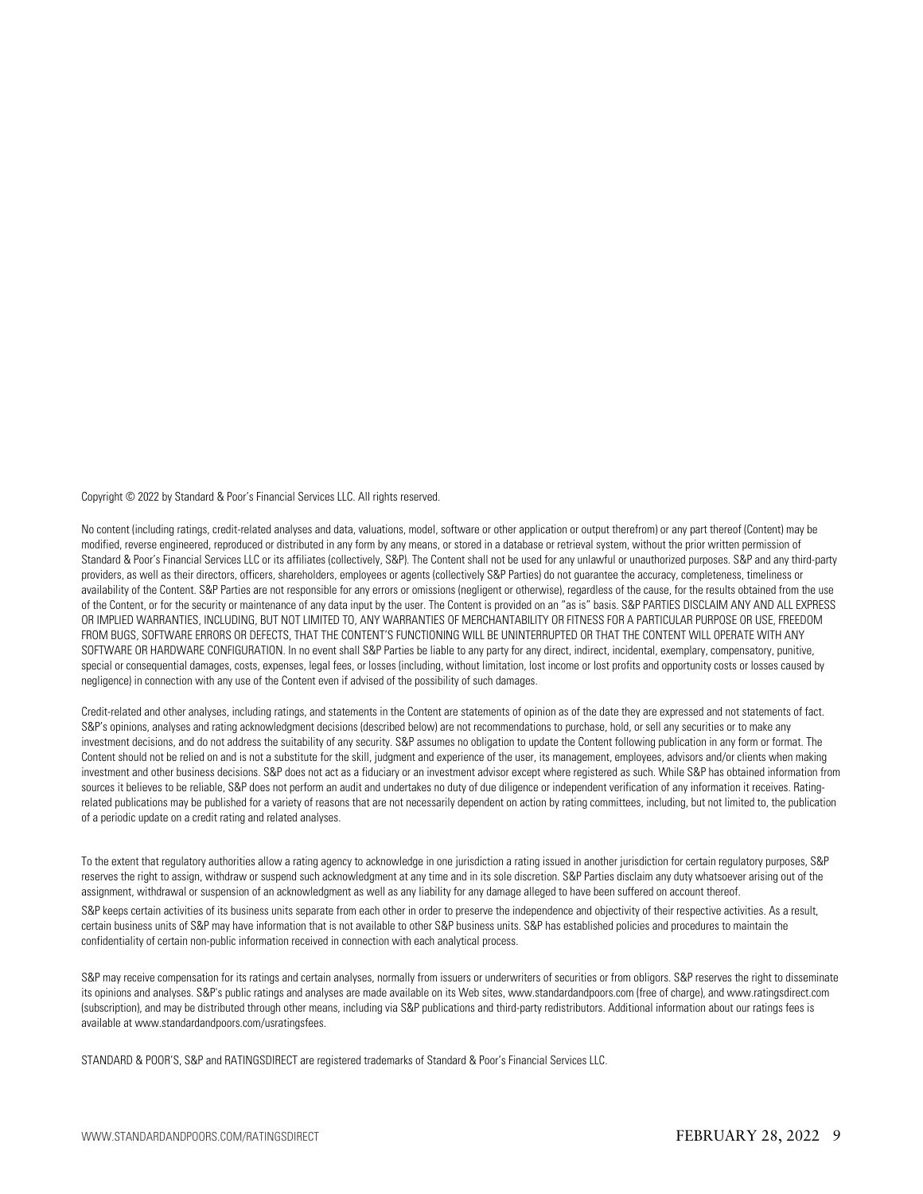Copyright © 2022 by Standard & Poor's Financial Services LLC. All rights reserved.

No content (including ratings, credit-related analyses and data, valuations, model, software or other application or output therefrom) or any part thereof (Content) may be modified, reverse engineered, reproduced or distributed in any form by any means, or stored in a database or retrieval system, without the prior written permission of Standard & Poor's Financial Services LLC or its affiliates (collectively, S&P). The Content shall not be used for any unlawful or unauthorized purposes. S&P and any third-party providers, as well as their directors, officers, shareholders, employees or agents (collectively S&P Parties) do not guarantee the accuracy, completeness, timeliness or availability of the Content. S&P Parties are not responsible for any errors or omissions (negligent or otherwise), regardless of the cause, for the results obtained from the use of the Content, or for the security or maintenance of any data input by the user. The Content is provided on an "as is" basis. S&P PARTIES DISCLAIM ANY AND ALL EXPRESS OR IMPLIED WARRANTIES, INCLUDING, BUT NOT LIMITED TO, ANY WARRANTIES OF MERCHANTABILITY OR FITNESS FOR A PARTICULAR PURPOSE OR USE, FREEDOM FROM BUGS, SOFTWARE ERRORS OR DEFECTS, THAT THE CONTENT'S FUNCTIONING WILL BE UNINTERRUPTED OR THAT THE CONTENT WILL OPERATE WITH ANY SOFTWARE OR HARDWARE CONFIGURATION. In no event shall S&P Parties be liable to any party for any direct, indirect, incidental, exemplary, compensatory, punitive, special or consequential damages, costs, expenses, legal fees, or losses (including, without limitation, lost income or lost profits and opportunity costs or losses caused by negligence) in connection with any use of the Content even if advised of the possibility of such damages.

Credit-related and other analyses, including ratings, and statements in the Content are statements of opinion as of the date they are expressed and not statements of fact. S&P's opinions, analyses and rating acknowledgment decisions (described below) are not recommendations to purchase, hold, or sell any securities or to make any investment decisions, and do not address the suitability of any security. S&P assumes no obligation to update the Content following publication in any form or format. The Content should not be relied on and is not a substitute for the skill, judgment and experience of the user, its management, employees, advisors and/or clients when making investment and other business decisions. S&P does not act as a fiduciary or an investment advisor except where registered as such. While S&P has obtained information from sources it believes to be reliable, S&P does not perform an audit and undertakes no duty of due diligence or independent verification of any information it receives. Rating-related publications may be published for a variety of reasons that are not necessarily dependent on action by rating committees, including, but not limited to, the publication of a periodic update on a credit rating and related analyses.

To the extent that regulatory authorities allow a rating agency to acknowledge in one jurisdiction a rating issued in another jurisdiction for certain regulatory purposes, S&P reserves the right to assign, withdraw or suspend such acknowledgment at any time and in its sole discretion. S&P Parties disclaim any duty whatsoever arising out of the assignment, withdrawal or suspension of an acknowledgment as well as any liability for any damage alleged to have been suffered on account thereof.

S&P keeps certain activities of its business units separate from each other in order to preserve the independence and objectivity of their respective activities. As a result, certain business units of S&P may have information that is not available to other S&P business units. S&P has established policies and procedures to maintain the confidentiality of certain non-public information received in connection with each analytical process.

S&P may receive compensation for its ratings and certain analyses, normally from issuers or underwriters of securities or from obligors. S&P reserves the right to disseminate its opinions and analyses. S&P's public ratings and analyses are made available on its Web sites, www.standardandpoors.com (free of charge), and www.ratingsdirect.com (subscription), and may be distributed through other means, including via S&P publications and third-party redistributors. Additional information about our ratings fees is available at www.standardandpoors.com/usratingsfees.

STANDARD & POOR'S, S&P and RATINGSDIRECT are registered trademarks of Standard & Poor's Financial Services LLC.